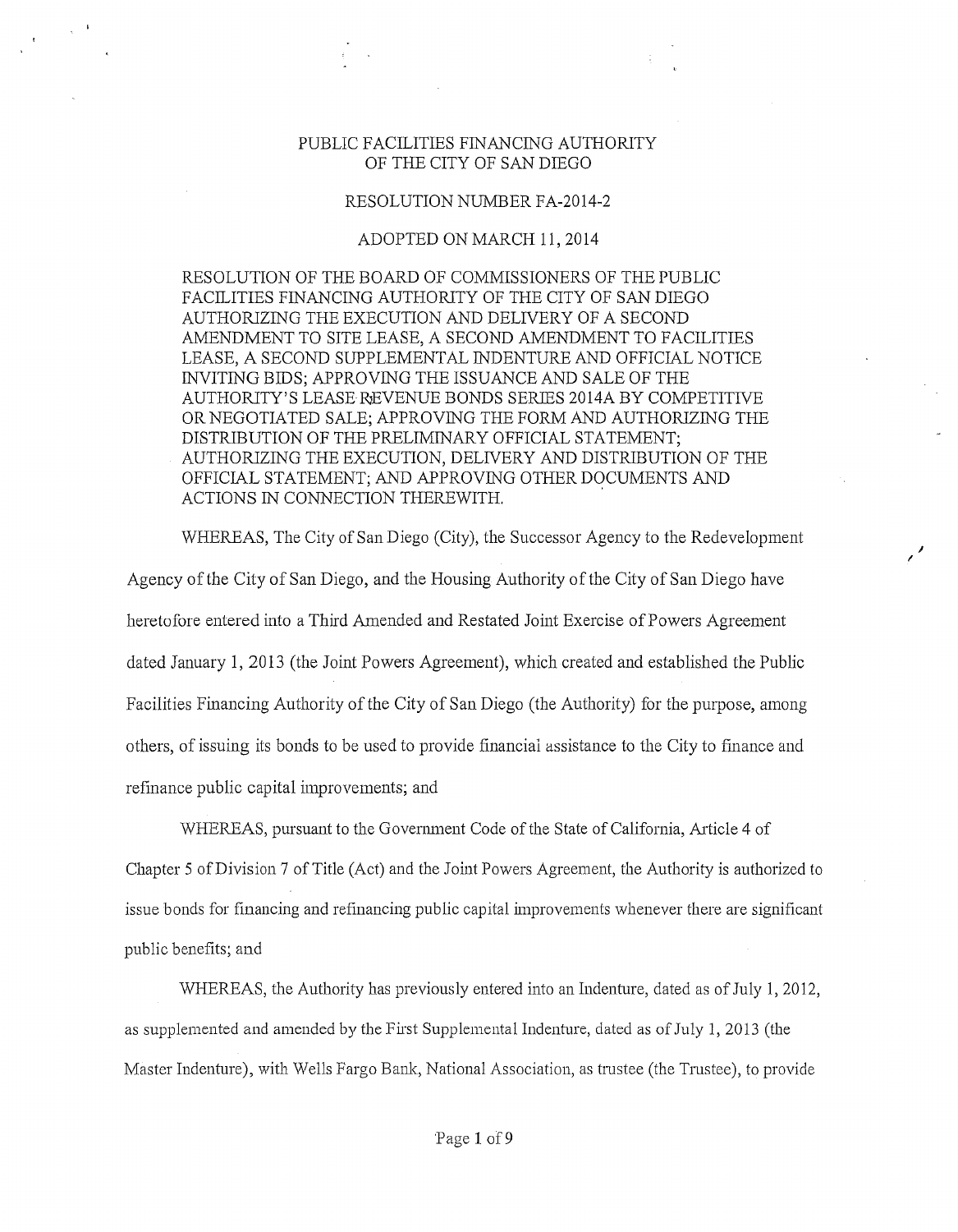PUBLIC FACILITIES FINANCING AUTHORITY
OF THE CITY OF SAN DIEGO

RESOLUTION NUMBER FA-2014-2

ADOPTED ON MARCH 11, 2014

RESOLUTION OF THE BOARD OF COMMISSIONERS OF THE PUBLIC FACILITIES FINANCING AUTHORITY OF THE CITY OF SAN DIEGO AUTHORIZING THE EXECUTION AND DELIVERY OF A SECOND AMENDMENT TO SITE LEASE, A SECOND AMENDMENT TO FACILITIES LEASE, A SECOND SUPPLEMENTAL INDENTURE AND OFFICIAL NOTICE INVITING BIDS; APPROVING THE ISSUANCE AND SALE OF THE AUTHORITY'S LEASE REVENUE BONDS SERIES 2014A BY COMPETITIVE OR NEGOTIATED SALE; APPROVING THE FORM AND AUTHORIZING THE DISTRIBUTION OF THE PRELIMINARY OFFICIAL STATEMENT; AUTHORIZING THE EXECUTION, DELIVERY AND DISTRIBUTION OF THE OFFICIAL STATEMENT; AND APPROVING OTHER DOCUMENTS AND ACTIONS IN CONNECTION THEREWITH.

WHEREAS, The City of San Diego (City), the Successor Agency to the Redevelopment Agency of the City of San Diego, and the Housing Authority of the City of San Diego have heretofore entered into a Third Amended and Restated Joint Exercise of Powers Agreement dated January 1, 2013 (the Joint Powers Agreement), which created and established the Public Facilities Financing Authority of the City of San Diego (the Authority) for the purpose, among others, of issuing its bonds to be used to provide financial assistance to the City to finance and refinance public capital improvements; and

WHEREAS, pursuant to the Government Code of the State of California, Article 4 of Chapter 5 of Division 7 of Title (Act) and the Joint Powers Agreement, the Authority is authorized to issue bonds for financing and refinancing public capital improvements whenever there are significant public benefits; and

WHEREAS, the Authority has previously entered into an Indenture, dated as of July 1, 2012, as supplemented and amended by the First Supplemental Indenture, dated as of July 1, 2013 (the Master Indenture), with Wells Fargo Bank, National Association, as trustee (the Trustee), to provide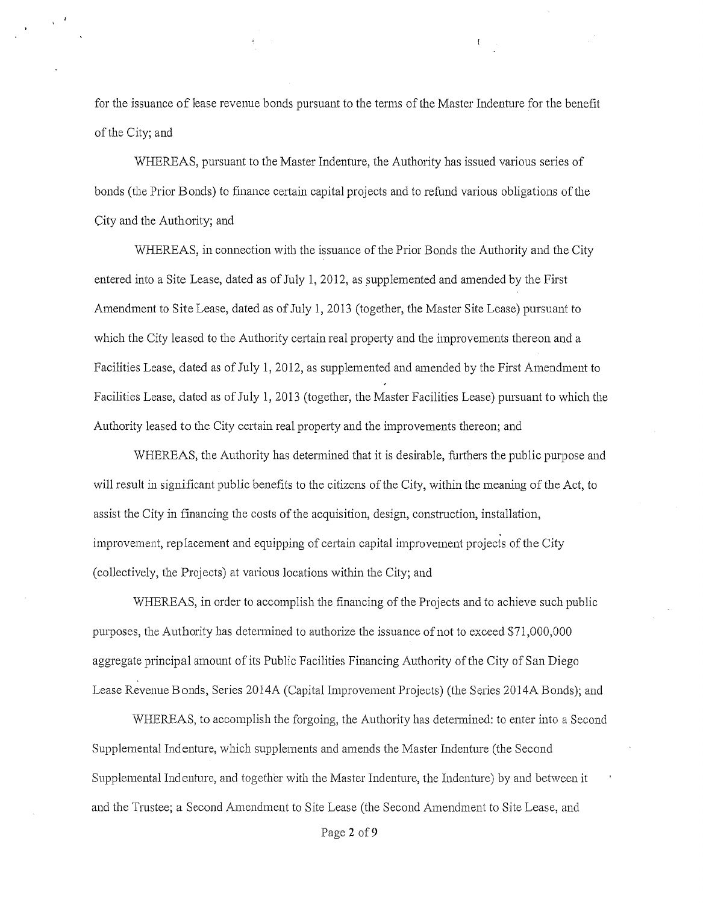for the issuance of lease revenue bonds pursuant to the terms of the Master Indenture for the benefit of the City; and

WHEREAS, pursuant to the Master Indenture, the Authority has issued various series of bonds (the Prior Bonds) to finance certain capital projects and to refund various obligations of the City and the Authority; and

WHEREAS, in connection with the issuance of the Prior Bonds the Authority and the City entered into a Site Lease, dated as of July 1, 2012, as supplemented and amended by the First Amendment to Site Lease, dated as of July 1, 2013 (together, the Master Site Lease) pursuant to which the City leased to the Authority certain real property and the improvements thereon and a Facilities Lease, dated as of July 1, 2012, as supplemented and amended by the First Amendment to Facilities Lease, dated as of July 1, 2013 (together, the Master Facilities Lease) pursuant to which the Authority leased to the City certain real property and the improvements thereon; and

WHEREAS, the Authority has determined that it is desirable, furthers the public purpose and will result in significant public benefits to the citizens of the City, within the meaning of the Act, to assist the City in financing the costs of the acquisition, design, construction, installation, improvement, replacement and equipping of certain capital improvement projects of the City (collectively, the Projects) at various locations within the City; and

WHEREAS, in order to accomplish the financing of the Projects and to achieve such public purposes, the Authority has determined to authorize the issuance of not to exceed $71,000,000 aggregate principal amount of its Public Facilities Financing Authority of the City of San Diego Lease Revenue Bonds, Series 2014A (Capital Improvement Projects) (the Series 2014A Bonds); and

WHEREAS, to accomplish the forgoing, the Authority has determined: to enter into a Second Supplemental Indenture, which supplements and amends the Master Indenture (the Second Supplemental Indenture, and together with the Master Indenture, the Indenture) by and between it and the Trustee; a Second Amendment to Site Lease (the Second Amendment to Site Lease, and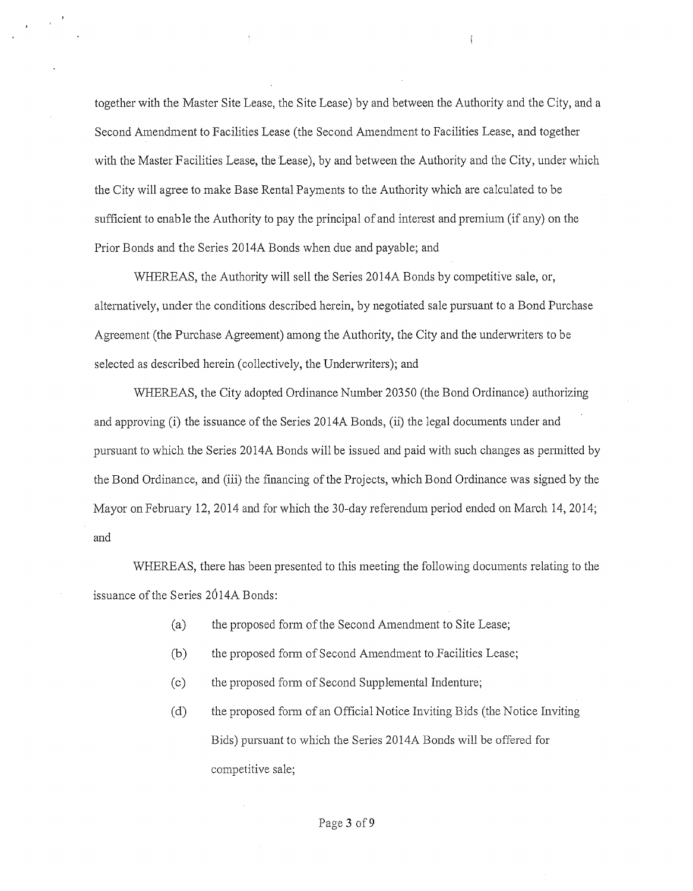together with the Master Site Lease, the Site Lease) by and between the Authority and the City, and a Second Amendment to Facilities Lease (the Second Amendment to Facilities Lease, and together with the Master Facilities Lease, the Lease), by and between the Authority and the City, under which the City will agree to make Base Rental Payments to the Authority which are calculated to be sufficient to enable the Authority to pay the principal of and interest and premium (if any) on the Prior Bonds and the Series 2014A Bonds when due and payable; and

WHEREAS, the Authority will sell the Series 2014A Bonds by competitive sale, or, alternatively, under the conditions described herein, by negotiated sale pursuant to a Bond Purchase Agreement (the Purchase Agreement) among the Authority, the City and the underwriters to be selected as described herein (collectively, the Underwriters); and

WHEREAS, the City adopted Ordinance Number 20350 (the Bond Ordinance) authorizing and approving (i) the issuance of the Series 2014A Bonds, (ii) the legal documents under and pursuant to which the Series 2014A Bonds will be issued and paid with such changes as permitted by the Bond Ordinance, and (iii) the financing of the Projects, which Bond Ordinance was signed by the Mayor on February 12, 2014 and for which the 30-day referendum period ended on March 14, 2014; and

WHEREAS, there has been presented to this meeting the following documents relating to the issuance of the Series 2014A Bonds:

(a) the proposed form of the Second Amendment to Site Lease;

(b) the proposed form of Second Amendment to Facilities Lease;

(c) the proposed form of Second Supplemental Indenture;

(d) the proposed form of an Official Notice Inviting Bids (the Notice Inviting Bids) pursuant to which the Series 2014A Bonds will be offered for competitive sale;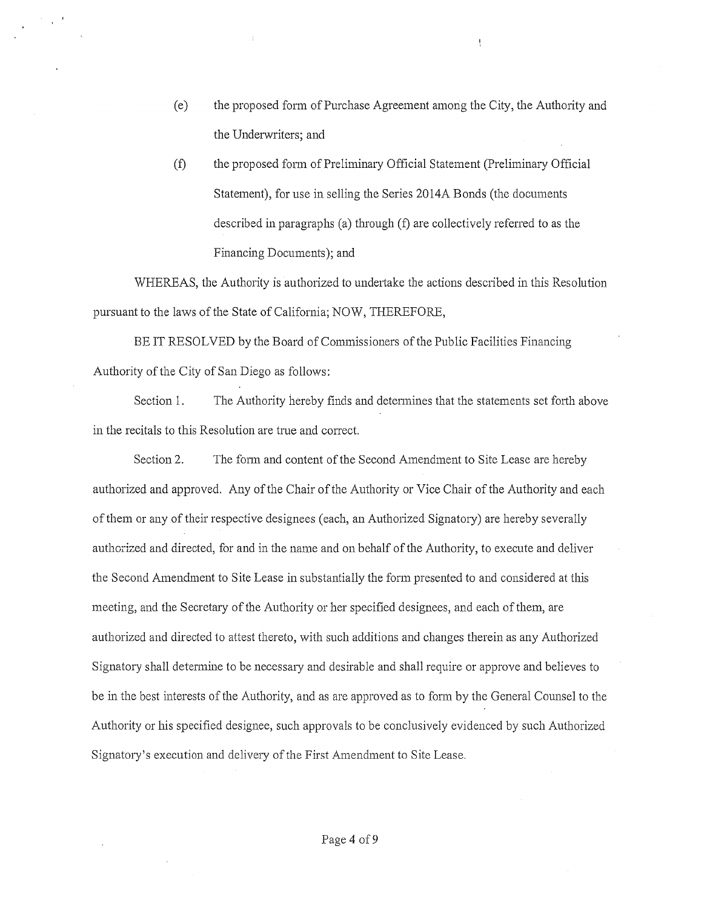(e) the proposed form of Purchase Agreement among the City, the Authority and the Underwriters; and

(f) the proposed form of Preliminary Official Statement (Preliminary Official Statement), for use in selling the Series 2014A Bonds (the documents described in paragraphs (a) through (f) are collectively referred to as the Financing Documents); and

WHEREAS, the Authority is authorized to undertake the actions described in this Resolution pursuant to the laws of the State of California; NOW, THEREFORE,

BE IT RESOLVED by the Board of Commissioners of the Public Facilities Financing Authority of the City of San Diego as follows:

Section 1. The Authority hereby finds and determines that the statements set forth above in the recitals to this Resolution are true and correct.

Section 2. The form and content of the Second Amendment to Site Lease are hereby authorized and approved. Any of the Chair of the Authority or Vice Chair of the Authority and each of them or any of their respective designees (each, an Authorized Signatory) are hereby severally authorized and directed, for and in the name and on behalf of the Authority, to execute and deliver the Second Amendment to Site Lease in substantially the form presented to and considered at this meeting, and the Secretary of the Authority or her specified designees, and each of them, are authorized and directed to attest thereto, with such additions and changes therein as any Authorized Signatory shall determine to be necessary and desirable and shall require or approve and believes to be in the best interests of the Authority, and as are approved as to form by the General Counsel to the Authority or his specified designee, such approvals to be conclusively evidenced by such Authorized Signatory's execution and delivery of the First Amendment to Site Lease.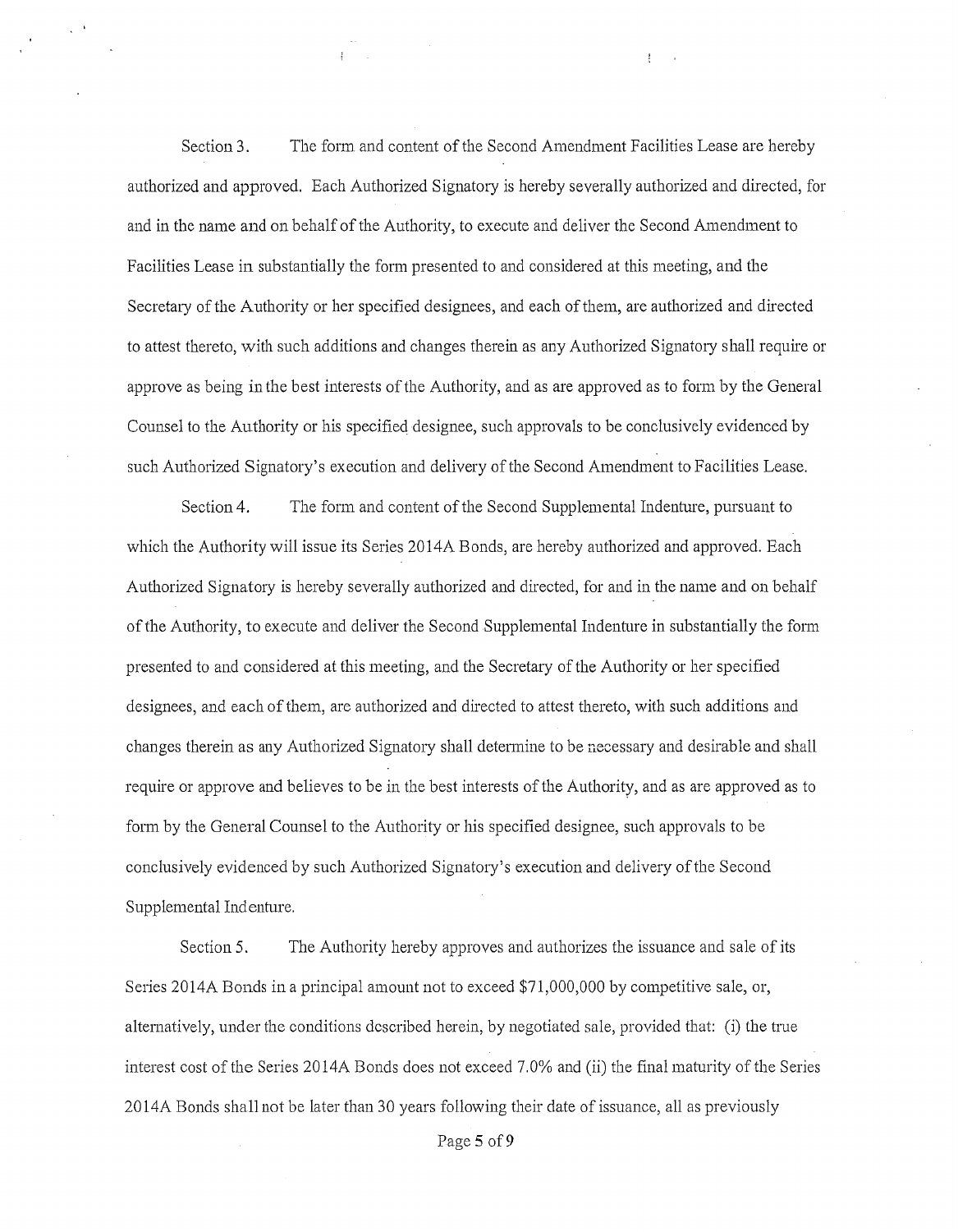Section 3. The form and content of the Second Amendment Facilities Lease are hereby authorized and approved. Each Authorized Signatory is hereby severally authorized and directed, for and in the name and on behalf of the Authority, to execute and deliver the Second Amendment to Facilities Lease in substantially the form presented to and considered at this meeting, and the Secretary of the Authority or her specified designees, and each of them, are authorized and directed to attest thereto, with such additions and changes therein as any Authorized Signatory shall require or approve as being in the best interests of the Authority, and as are approved as to form by the General Counsel to the Authority or his specified designee, such approvals to be conclusively evidenced by such Authorized Signatory's execution and delivery of the Second Amendment to Facilities Lease.

Section 4. The form and content of the Second Supplemental Indenture, pursuant to which the Authority will issue its Series 2014A Bonds, are hereby authorized and approved. Each Authorized Signatory is hereby severally authorized and directed, for and in the name and on behalf of the Authority, to execute and deliver the Second Supplemental Indenture in substantially the form presented to and considered at this meeting, and the Secretary of the Authority or her specified designees, and each of them, are authorized and directed to attest thereto, with such additions and changes therein as any Authorized Signatory shall determine to be necessary and desirable and shall require or approve and believes to be in the best interests of the Authority, and as are approved as to form by the General Counsel to the Authority or his specified designee, such approvals to be conclusively evidenced by such Authorized Signatory's execution and delivery of the Second Supplemental Indenture.

Section 5. The Authority hereby approves and authorizes the issuance and sale of its Series 2014A Bonds in a principal amount not to exceed $71,000,000 by competitive sale, or, alternatively, under the conditions described herein, by negotiated sale, provided that: (i) the true interest cost of the Series 2014A Bonds does not exceed 7.0% and (ii) the final maturity of the Series 2014A Bonds shall not be later than 30 years following their date of issuance, all as previously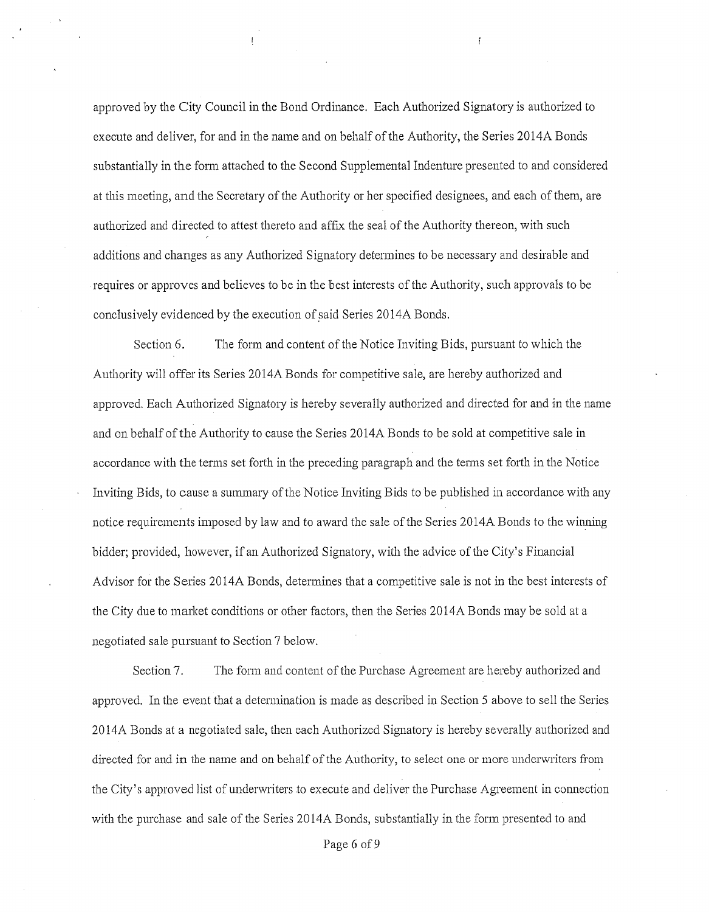approved by the City Council in the Bond Ordinance. Each Authorized Signatory is authorized to execute and deliver, for and in the name and on behalf of the Authority, the Series 2014A Bonds substantially in the form attached to the Second Supplemental Indenture presented to and considered at this meeting, and the Secretary of the Authority or her specified designees, and each of them, are authorized and directed to attest thereto and affix the seal of the Authority thereon, with such additions and changes as any Authorized Signatory determines to be necessary and desirable and requires or approves and believes to be in the best interests of the Authority, such approvals to be conclusively evidenced by the execution of said Series 2014A Bonds.

Section 6. The form and content of the Notice Inviting Bids, pursuant to which the Authority will offer its Series 2014A Bonds for competitive sale, are hereby authorized and approved. Each Authorized Signatory is hereby severally authorized and directed for and in the name and on behalf of the Authority to cause the Series 2014A Bonds to be sold at competitive sale in accordance with the terms set forth in the preceding paragraph and the terms set forth in the Notice Inviting Bids, to cause a summary of the Notice Inviting Bids to be published in accordance with any notice requirements imposed by law and to award the sale of the Series 2014A Bonds to the winning bidder; provided, however, if an Authorized Signatory, with the advice of the City's Financial Advisor for the Series 2014A Bonds, determines that a competitive sale is not in the best interests of the City due to market conditions or other factors, then the Series 2014A Bonds may be sold at a negotiated sale pursuant to Section 7 below.

Section 7. The form and content of the Purchase Agreement are hereby authorized and approved. In the event that a determination is made as described in Section 5 above to sell the Series 2014A Bonds at a negotiated sale, then each Authorized Signatory is hereby severally authorized and directed for and in the name and on behalf of the Authority, to select one or more underwriters from the City's approved list of underwriters to execute and deliver the Purchase Agreement in connection with the purchase and sale of the Series 2014A Bonds, substantially in the form presented to and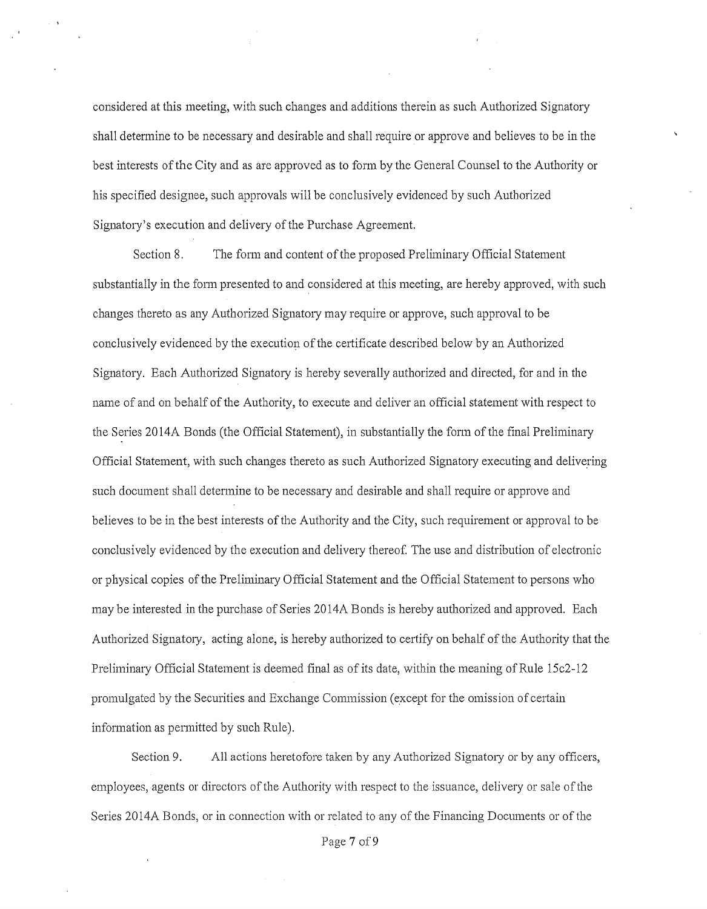considered at this meeting, with such changes and additions therein as such Authorized Signatory shall determine to be necessary and desirable and shall require or approve and believes to be in the best interests of the City and as are approved as to form by the General Counsel to the Authority or his specified designee, such approvals will be conclusively evidenced by such Authorized Signatory's execution and delivery of the Purchase Agreement.

Section 8. The form and content of the proposed Preliminary Official Statement substantially in the form presented to and considered at this meeting, are hereby approved, with such changes thereto as any Authorized Signatory may require or approve, such approval to be conclusively evidenced by the execution of the certificate described below by an Authorized Signatory. Each Authorized Signatory is hereby severally authorized and directed, for and in the name of and on behalf of the Authority, to execute and deliver an official statement with respect to the Series 2014A Bonds (the Official Statement), in substantially the form of the final Preliminary Official Statement, with such changes thereto as such Authorized Signatory executing and delivering such document shall determine to be necessary and desirable and shall require or approve and believes to be in the best interests of the Authority and the City, such requirement or approval to be conclusively evidenced by the execution and delivery thereof. The use and distribution of electronic or physical copies of the Preliminary Official Statement and the Official Statement to persons who may be interested in the purchase of Series 2014A Bonds is hereby authorized and approved. Each Authorized Signatory, acting alone, is hereby authorized to certify on behalf of the Authority that the Preliminary Official Statement is deemed final as of its date, within the meaning of Rule 15c2-12 promulgated by the Securities and Exchange Commission (except for the omission of certain information as permitted by such Rule).

Section 9. All actions heretofore taken by any Authorized Signatory or by any officers, employees, agents or directors of the Authority with respect to the issuance, delivery or sale of the Series 2014A Bonds, or in connection with or related to any of the Financing Documents or of the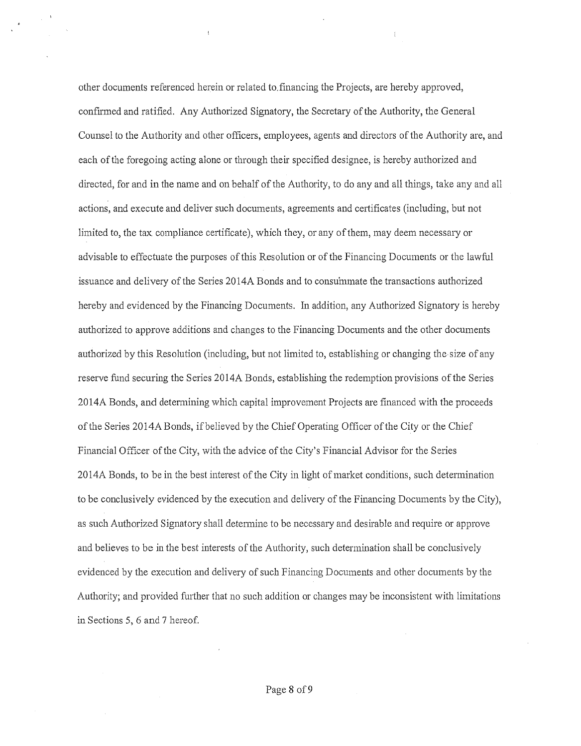other documents referenced herein or related to financing the Projects, are hereby approved, confirmed and ratified. Any Authorized Signatory, the Secretary of the Authority, the General Counsel to the Authority and other officers, employees, agents and directors of the Authority are, and each of the foregoing acting alone or through their specified designee, is hereby authorized and directed, for and in the name and on behalf of the Authority, to do any and all things, take any and all actions, and execute and deliver such documents, agreements and certificates (including, but not limited to, the tax compliance certificate), which they, or any of them, may deem necessary or advisable to effectuate the purposes of this Resolution or of the Financing Documents or the lawful issuance and delivery of the Series 2014A Bonds and to consummate the transactions authorized hereby and evidenced by the Financing Documents. In addition, any Authorized Signatory is hereby authorized to approve additions and changes to the Financing Documents and the other documents authorized by this Resolution (including, but not limited to, establishing or changing the size of any reserve fund securing the Series 2014A Bonds, establishing the redemption provisions of the Series 2014A Bonds, and determining which capital improvement Projects are financed with the proceeds of the Series 2014A Bonds, if believed by the Chief Operating Officer of the City or the Chief Financial Officer of the City, with the advice of the City's Financial Advisor for the Series 2014A Bonds, to be in the best interest of the City in light of market conditions, such determination to be conclusively evidenced by the execution and delivery of the Financing Documents by the City), as such Authorized Signatory shall determine to be necessary and desirable and require or approve and believes to be in the best interests of the Authority, such determination shall be conclusively evidenced by the execution and delivery of such Financing Documents and other documents by the Authority; and provided further that no such addition or changes may be inconsistent with limitations in Sections 5, 6 and 7 hereof.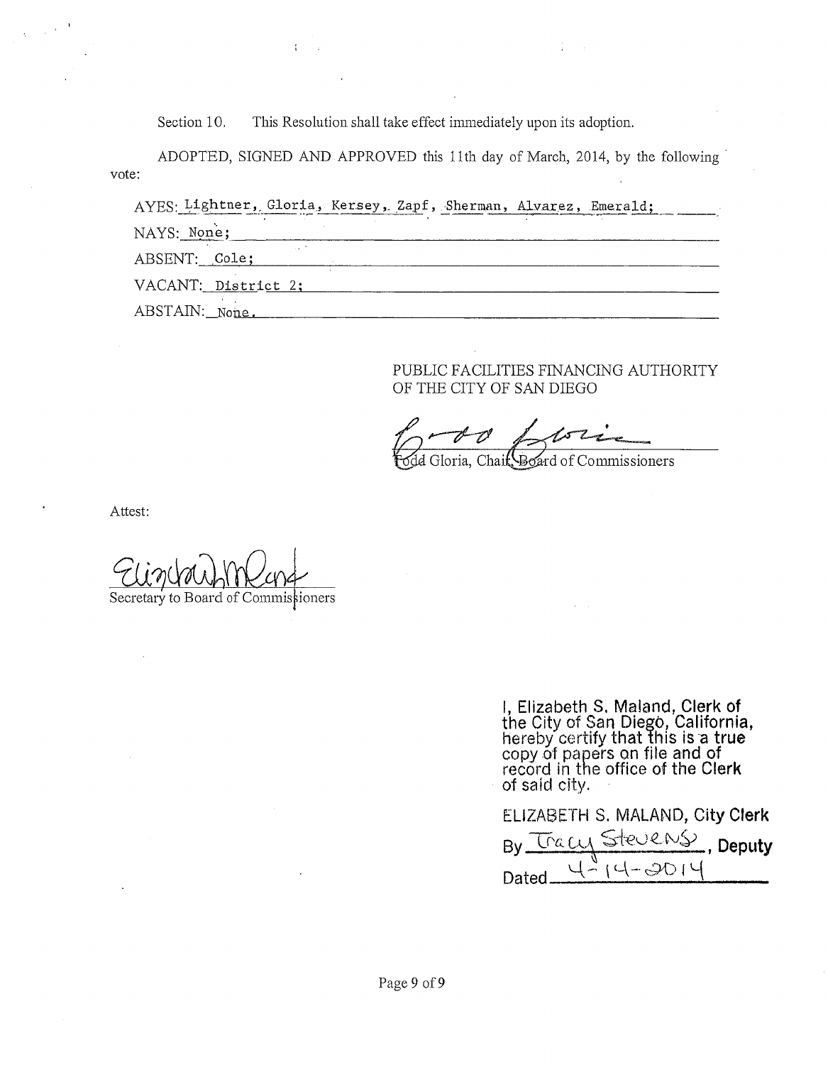Section 10. This Resolution shall take effect immediately upon its adoption.

ADOPTED, SIGNED AND APPROVED this 11th day of March, 2014, by the following vote:

AYES: Lightner, Gloria, Kersey, Zapf, Sherman, Alvarez, Emerald;

NAYS: None;

ABSENT: Cole;

VACANT: District 2;

ABSTAIN: None.

PUBLIC FACILITIES FINANCING AUTHORITY
OF THE CITY OF SAN DIEGO

Todd Gloria, Chair, Board of Commissioners

Attest:

Secretary to Board of Commissioners

I, Elizabeth S. Maland, Clerk of the City of San Diego, California, hereby certify that this is a true copy of papers on file and of record in the office of the Clerk of said city.

ELIZABETH S. MALAND, City Clerk

By Tracy Stevens, Deputy

Dated 4-14-2014